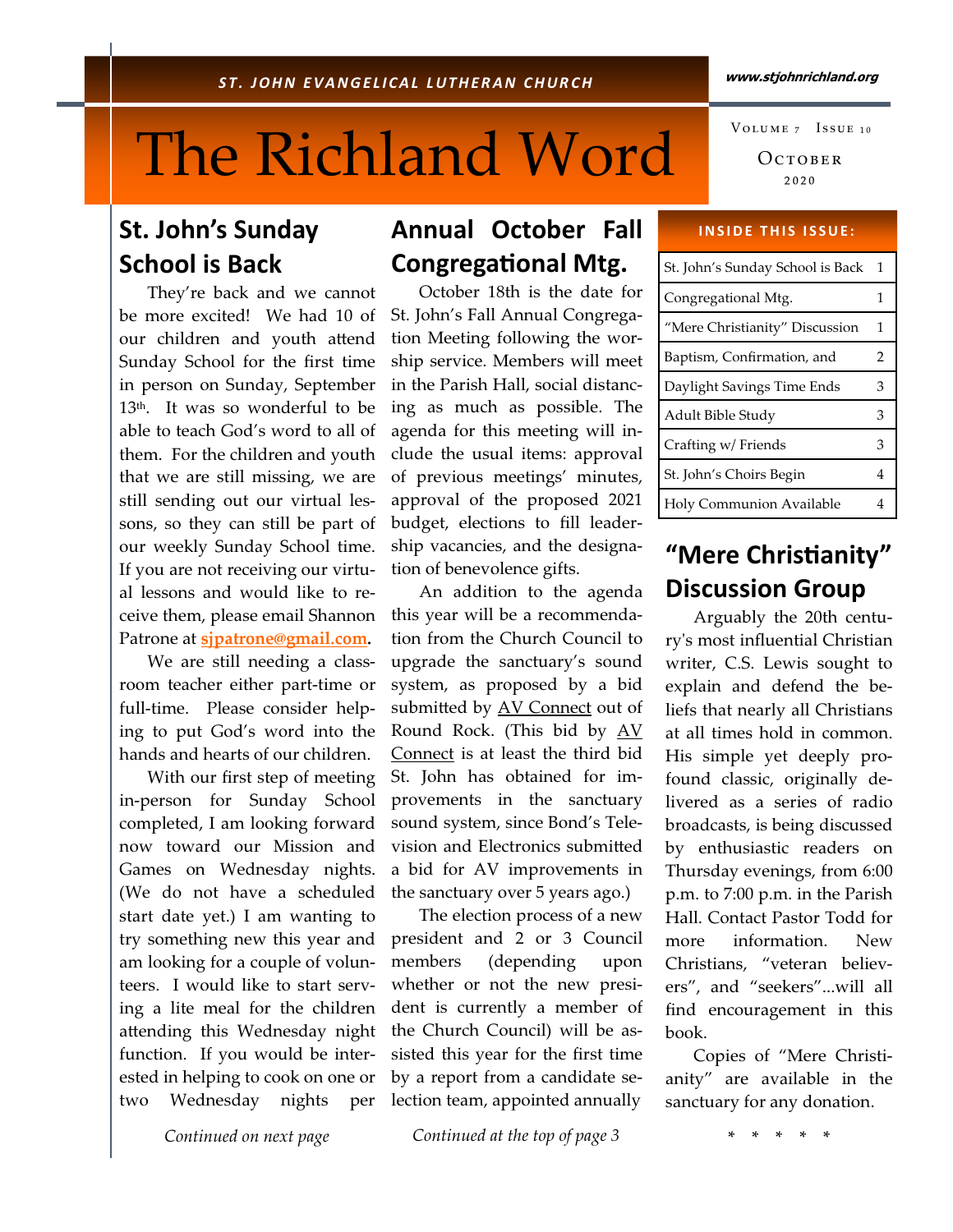ST. JOHN EVANGELICAL LUTHERAN CHURCH

www.stjohnrichland.org

# The Richland Word

Volume 7 Issue 10

October 2020

## St. John's Sunday School is Back

They're back and we cannot be more excited! We had 10 of our children and youth attend Sunday School for the first time in person on Sunday, September 13th. It was so wonderful to be able to teach God's word to all of them. For the children and youth that we are still missing, we are still sending out our virtual lessons, so they can still be part of our weekly Sunday School time. If you are not receiving our virtual lessons and would like to receive them, please email Shannon Patrone at **sjpatrone@gmail.com**.

We are still needing a classroom teacher either part-time or full-time. Please consider helping to put God's word into the hands and hearts of our children.

With our first step of meeting in-person for Sunday School completed, I am looking forward now toward our Mission and Games on Wednesday nights. (We do not have a scheduled start date yet.) I am wanting to try something new this year and am looking for a couple of volunteers. I would like to start serving a lite meal for the children attending this Wednesday night function. If you would be interested in helping to cook on one or two Wednesday nights per

*Continued on next page*

## Annual October Fall Congregational Mtg.

October 18th is the date for St. John's Fall Annual Congregation Meeting following the worship service. Members will meet in the Parish Hall, social distancing as much as possible. The agenda for this meeting will include the usual items: approval of previous meetings' minutes, approval of the proposed 2021 budget, elections to fill leadership vacancies, and the designation of benevolence gifts.

An addition to the agenda this year will be a recommendation from the Church Council to upgrade the sanctuary's sound system, as proposed by a bid submitted by AV Connect out of Round Rock. (This bid by AV Connect is at least the third bid St. John has obtained for improvements in the sanctuary sound system, since Bond's Television and Electronics submitted a bid for AV improvements in the sanctuary over 5 years ago.)

The election process of a new president and 2 or 3 Council members (depending upon whether or not the new president is currently a member of the Church Council) will be assisted this year for the first time by a report from a candidate selection team, appointed annually

*Continued at the top of page 3*

### Inside This Issue:

| | |
|---|---|
| St. John's Sunday School is Back | 1 |
| Congregational Mtg. | 1 |
| "Mere Christianity" Discussion | 1 |
| Baptism, Confirmation, and | 2 |
| Daylight Savings Time Ends | 3 |
| Adult Bible Study | 3 |
| Crafting w/ Friends | 3 |
| St. John's Choirs Begin | 4 |
| Holy Communion Available | 4 |

## "Mere Christianity" Discussion Group

Arguably the 20th century's most influential Christian writer, C.S. Lewis sought to explain and defend the beliefs that nearly all Christians at all times hold in common. His simple yet deeply profound classic, originally delivered as a series of radio broadcasts, is being discussed by enthusiastic readers on Thursday evenings, from 6:00 p.m. to 7:00 p.m. in the Parish Hall. Contact Pastor Todd for more information. New Christians, "veteran believers", and "seekers"...will all find encouragement in this book.

Copies of "Mere Christianity" are available in the sanctuary for any donation.

\* \* \* \* \*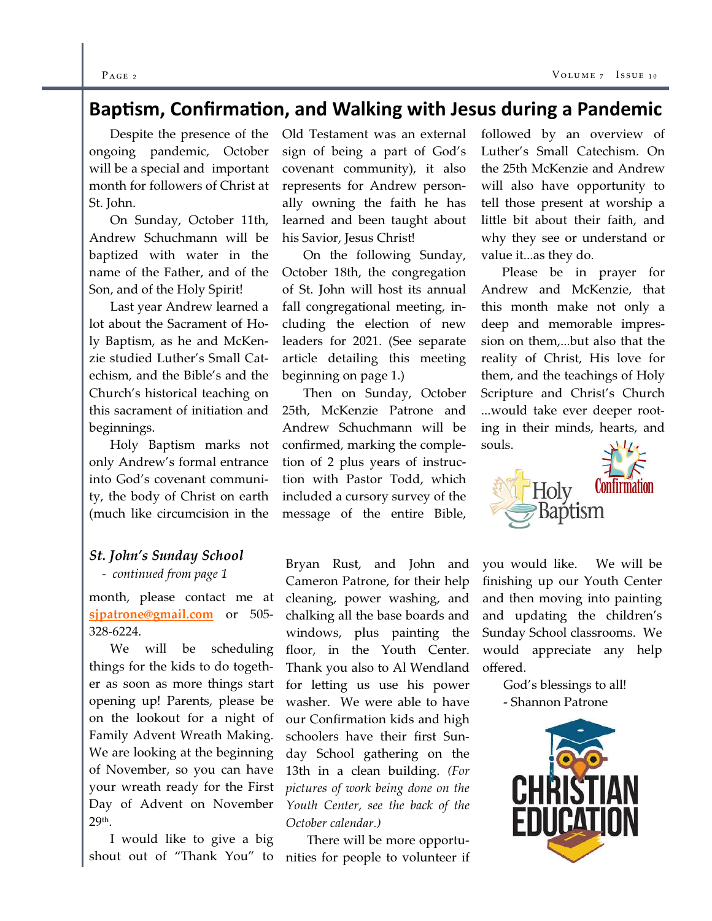## Baptism, Confirmation, and Walking with Jesus during a Pandemic

Despite the presence of the ongoing pandemic, October will be a special and important month for followers of Christ at St. John.

On Sunday, October 11th, Andrew Schuchmann will be baptized with water in the name of the Father, and of the Son, and of the Holy Spirit!

Last year Andrew learned a lot about the Sacrament of Holy Baptism, as he and McKenzie studied Luther's Small Catechism, and the Bible's and the Church's historical teaching on this sacrament of initiation and beginnings.

Holy Baptism marks not only Andrew's formal entrance into God's covenant community, the body of Christ on earth (much like circumcision in the Old Testament was an external sign of being a part of God's covenant community), it also represents for Andrew personally owning the faith he has learned and been taught about his Savior, Jesus Christ!

On the following Sunday, October 18th, the congregation of St. John will host its annual fall congregational meeting, including the election of new leaders for 2021. (See separate article detailing this meeting beginning on page 1.)

Then on Sunday, October 25th, McKenzie Patrone and Andrew Schuchmann will be confirmed, marking the completion of 2 plus years of instruction with Pastor Todd, which included a cursory survey of the message of the entire Bible, followed by an overview of Luther's Small Catechism. On the 25th McKenzie and Andrew will also have opportunity to tell those present at worship a little bit about their faith, and why they see or understand or value it...as they do.

Please be in prayer for Andrew and McKenzie, that this month make not only a deep and memorable impression on them,...but also that the reality of Christ, His love for them, and the teachings of Holy Scripture and Christ's Church ...would take ever deeper rooting in their minds, hearts, and souls.

### *St. John's Sunday School*

*- continued from page 1*

month, please contact me at **sjpatrone@gmail.com** or 505-328-6224.

We will be scheduling things for the kids to do together as soon as more things start opening up! Parents, please be on the lookout for a night of Family Advent Wreath Making. We are looking at the beginning of November, so you can have your wreath ready for the First Day of Advent on November 29th.

I would like to give a big shout out of "Thank You" to Bryan Rust, and John and Cameron Patrone, for their help cleaning, power washing, and chalking all the base boards and windows, plus painting the floor, in the Youth Center. Thank you also to Al Wendland for letting us use his power washer. We were able to have our Confirmation kids and high schoolers have their first Sunday School gathering on the 13th in a clean building. *(For pictures of work being done on the Youth Center, see the back of the October calendar.)*

There will be more opportunities for people to volunteer if you would like. We will be finishing up our Youth Center and then moving into painting and updating the children's Sunday School classrooms. We would appreciate any help offered.

God's blessings to all!

- Shannon Patrone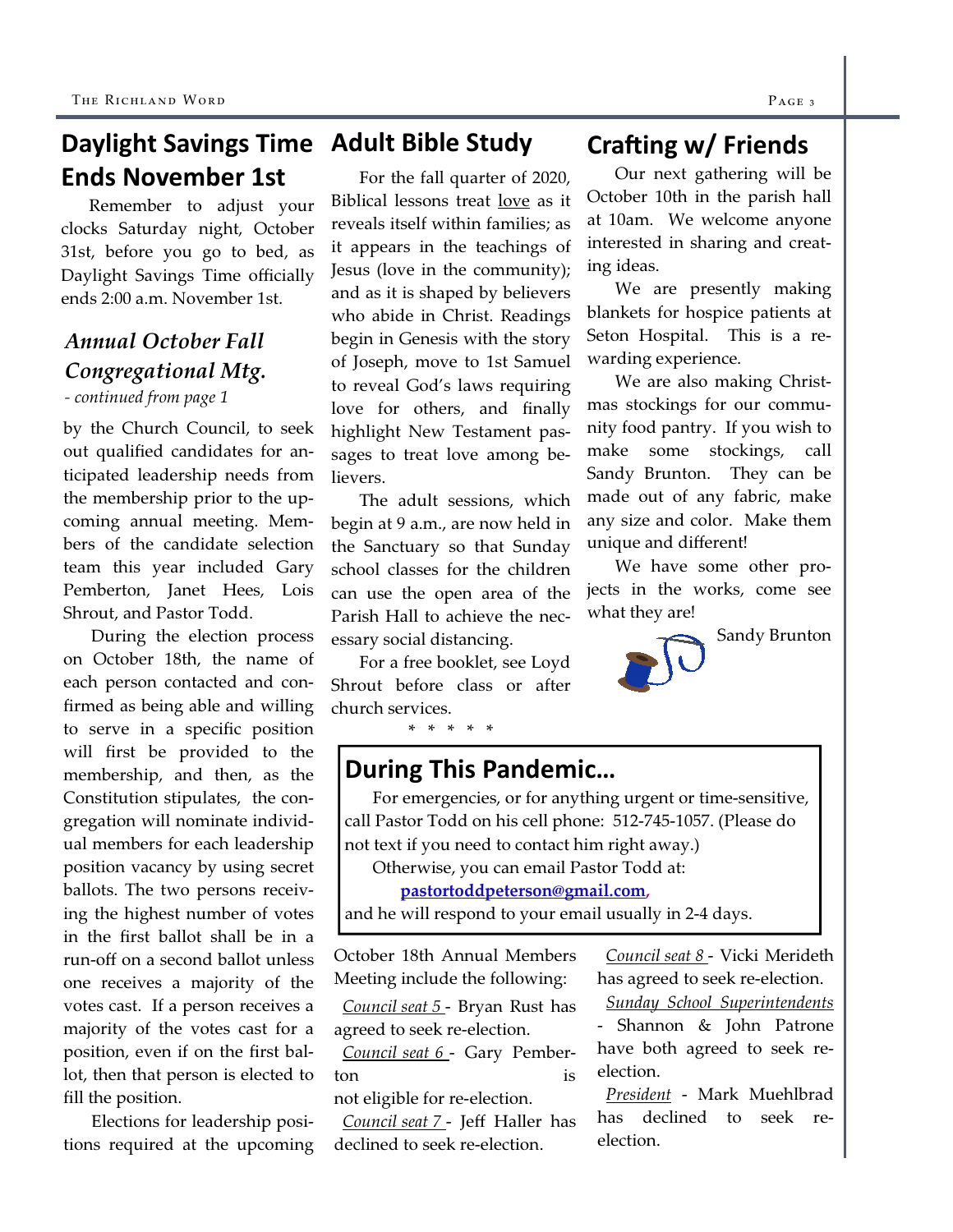## Daylight Savings Time Ends November 1st

Remember to adjust your clocks Saturday night, October 31st, before you go to bed, as Daylight Savings Time officially ends 2:00 a.m. November 1st.

### *Annual October Fall Congregational Mtg.*

*- continued from page 1*

by the Church Council, to seek out qualified candidates for anticipated leadership needs from the membership prior to the upcoming annual meeting. Members of the candidate selection team this year included Gary Pemberton, Janet Hees, Lois Shrout, and Pastor Todd.

During the election process on October 18th, the name of each person contacted and confirmed as being able and willing to serve in a specific position will first be provided to the membership, and then, as the Constitution stipulates, the congregation will nominate individual members for each leadership position vacancy by using secret ballots. The two persons receiving the highest number of votes in the first ballot shall be in a run-off on a second ballot unless one receives a majority of the votes cast. If a person receives a majority of the votes cast for a position, even if on the first ballot, then that person is elected to fill the position.

Elections for leadership positions required at the upcoming October 18th Annual Members Meeting include the following:

*Council seat 5* - Bryan Rust has agreed to seek re-election.

*Council seat 6* - Gary Pemberton is not eligible for re-election.

*Council seat 7* - Jeff Haller has declined to seek re-election.

*Council seat 8* - Vicki Merideth has agreed to seek re-election.

*Sunday School Superintendents* - Shannon & John Patrone have both agreed to seek re-election.

*President* - Mark Muehlbrad has declined to seek re-election.

## Adult Bible Study

For the fall quarter of 2020, Biblical lessons treat love as it reveals itself within families; as it appears in the teachings of Jesus (love in the community); and as it is shaped by believers who abide in Christ. Readings begin in Genesis with the story of Joseph, move to 1st Samuel to reveal God's laws requiring love for others, and finally highlight New Testament passages to treat love among believers.

The adult sessions, which begin at 9 a.m., are now held in the Sanctuary so that Sunday school classes for the children can use the open area of the Parish Hall to achieve the necessary social distancing.

For a free booklet, see Loyd Shrout before class or after church services.

\* \* \* \* \*

## Crafting w/ Friends

Our next gathering will be October 10th in the parish hall at 10am. We welcome anyone interested in sharing and creating ideas.

We are presently making blankets for hospice patients at Seton Hospital. This is a rewarding experience.

We are also making Christmas stockings for our community food pantry. If you wish to make some stockings, call Sandy Brunton. They can be made out of any fabric, make any size and color. Make them unique and different!

We have some other projects in the works, come see what they are!

Sandy Brunton

## During This Pandemic…

For emergencies, or for anything urgent or time-sensitive, call Pastor Todd on his cell phone: 512-745-1057. (Please do not text if you need to contact him right away.)

Otherwise, you can email Pastor Todd at:

**pastortoddpeterson@gmail.com**,

and he will respond to your email usually in 2-4 days.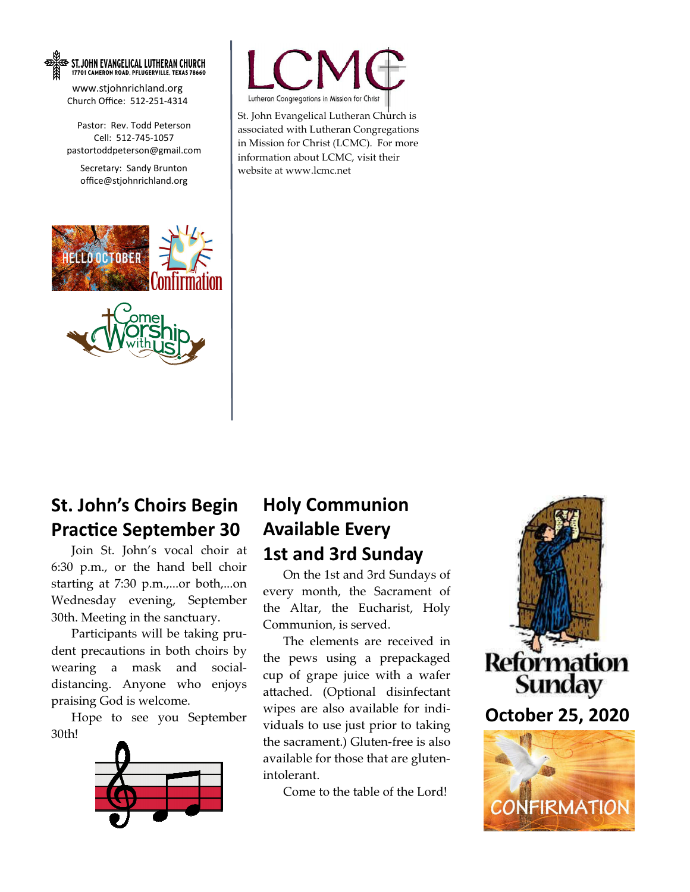ST. JOHN EVANGELICAL LUTHERAN CHURCH
17701 CAMERON ROAD, PFLUGERVILLE, TEXAS 78660

www.stjohnrichland.org
Church Office: 512-251-4314

Pastor: Rev. Todd Peterson
Cell: 512-745-1057
pastortoddpeterson@gmail.com

Secretary: Sandy Brunton
office@stjohnrichland.org

St. John Evangelical Lutheran Church is associated with Lutheran Congregations in Mission for Christ (LCMC). For more information about LCMC, visit their website at www.lcmc.net

## St. John's Choirs Begin Practice September 30

Join St. John's vocal choir at 6:30 p.m., or the hand bell choir starting at 7:30 p.m.,...or both,...on Wednesday evening, September 30th. Meeting in the sanctuary.

Participants will be taking prudent precautions in both choirs by wearing a mask and social-distancing. Anyone who enjoys praising God is welcome.

Hope to see you September 30th!

## Holy Communion Available Every 1st and 3rd Sunday

On the 1st and 3rd Sundays of every month, the Sacrament of the Altar, the Eucharist, Holy Communion, is served.

The elements are received in the pews using a prepackaged cup of grape juice with a wafer attached. (Optional disinfectant wipes are also available for individuals to use just prior to taking the sacrament.) Gluten-free is also available for those that are gluten-intolerant.

Come to the table of the Lord!

## Reformation Sunday

**October 25, 2020**